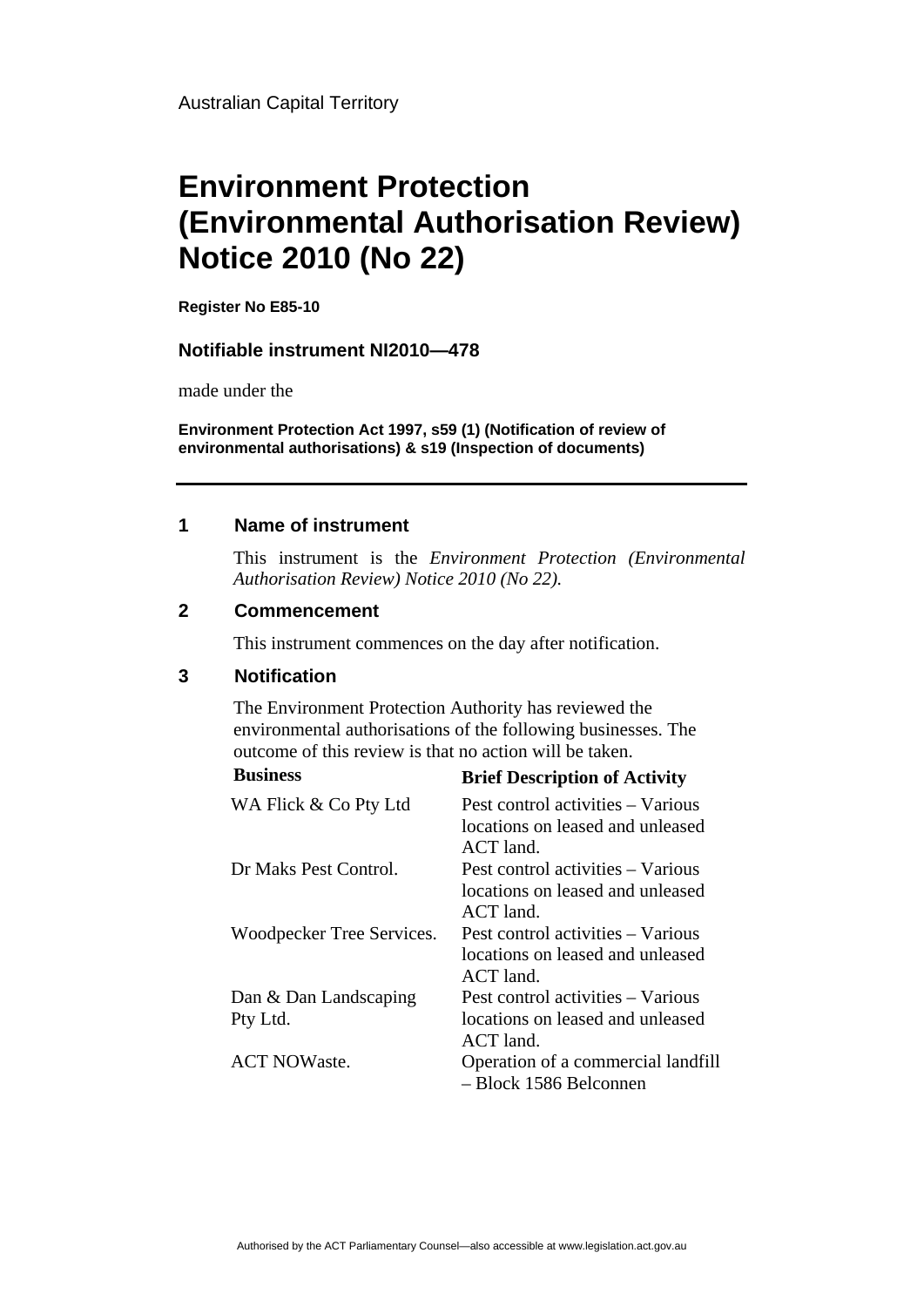Australian Capital Territory

# Environment Protection (Environmental Authorisation Review) Notice 2010 (No 22)

**Register No E85-10**

**Notifiable instrument NI2010—478**

made under the

**Environment Protection Act 1997, s59 (1) (Notification of review of environmental authorisations) & s19 (Inspection of documents)**

---

## 1 Name of instrument

This instrument is the *Environment Protection (Environmental Authorisation Review) Notice 2010 (No 22).*

## 2 Commencement

This instrument commences on the day after notification.

## 3 Notification

The Environment Protection Authority has reviewed the environmental authorisations of the following businesses. The outcome of this review is that no action will be taken.

| Business | Brief Description of Activity |
|---|---|
| WA Flick & Co Pty Ltd | Pest control activities – Various locations on leased and unleased ACT land. |
| Dr Maks Pest Control. | Pest control activities – Various locations on leased and unleased ACT land. |
| Woodpecker Tree Services. | Pest control activities – Various locations on leased and unleased ACT land. |
| Dan & Dan Landscaping Pty Ltd. | Pest control activities – Various locations on leased and unleased ACT land. |
| ACT NOWaste. | Operation of a commercial landfill – Block 1586 Belconnen |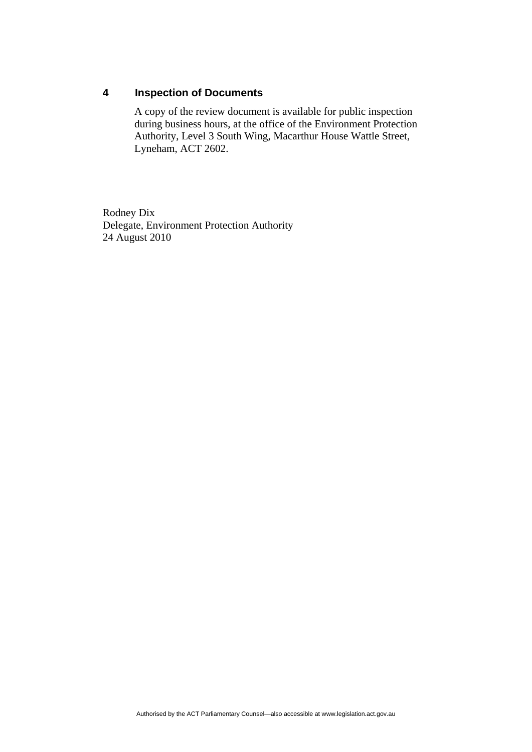## 4 Inspection of Documents

A copy of the review document is available for public inspection during business hours, at the office of the Environment Protection Authority, Level 3 South Wing, Macarthur House Wattle Street, Lyneham, ACT 2602.

Rodney Dix
Delegate, Environment Protection Authority
24 August 2010